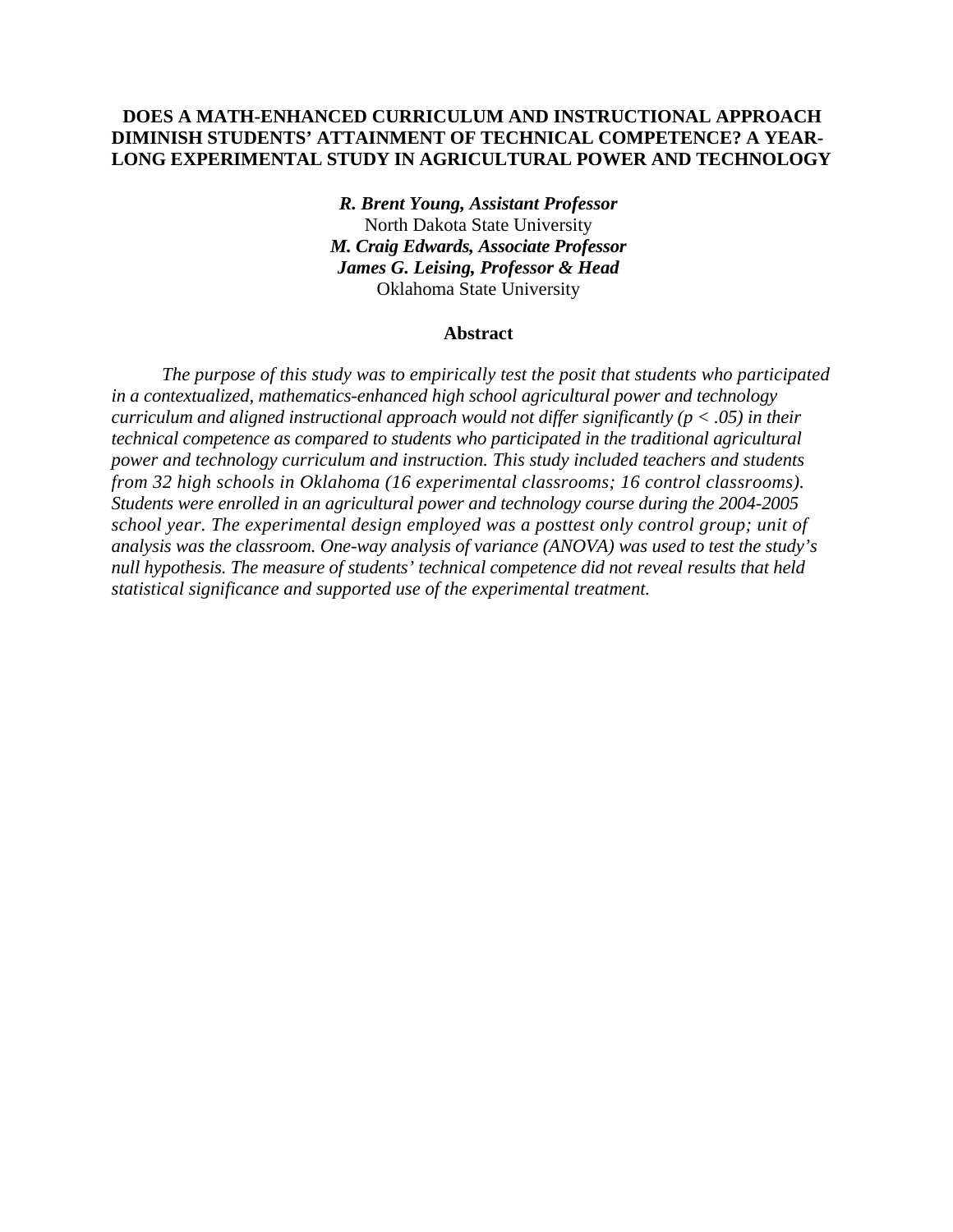# DOES A MATH-ENHANCED CURRICULUM AND INSTRUCTIONAL APPROACH DIMINISH STUDENTS' ATTAINMENT OF TECHNICAL COMPETENCE? A YEAR-LONG EXPERIMENTAL STUDY IN AGRICULTURAL POWER AND TECHNOLOGY

***R. Brent Young, Assistant Professor***
North Dakota State University
***M. Craig Edwards, Associate Professor***
***James G. Leising, Professor & Head***
Oklahoma State University

## Abstract

*The purpose of this study was to empirically test the posit that students who participated in a contextualized, mathematics-enhanced high school agricultural power and technology curriculum and aligned instructional approach would not differ significantly ($p < .05$) in their technical competence as compared to students who participated in the traditional agricultural power and technology curriculum and instruction. This study included teachers and students from 32 high schools in Oklahoma (16 experimental classrooms; 16 control classrooms). Students were enrolled in an agricultural power and technology course during the 2004-2005 school year. The experimental design employed was a posttest only control group; unit of analysis was the classroom. One-way analysis of variance (ANOVA) was used to test the study's null hypothesis. The measure of students' technical competence did not reveal results that held statistical significance and supported use of the experimental treatment.*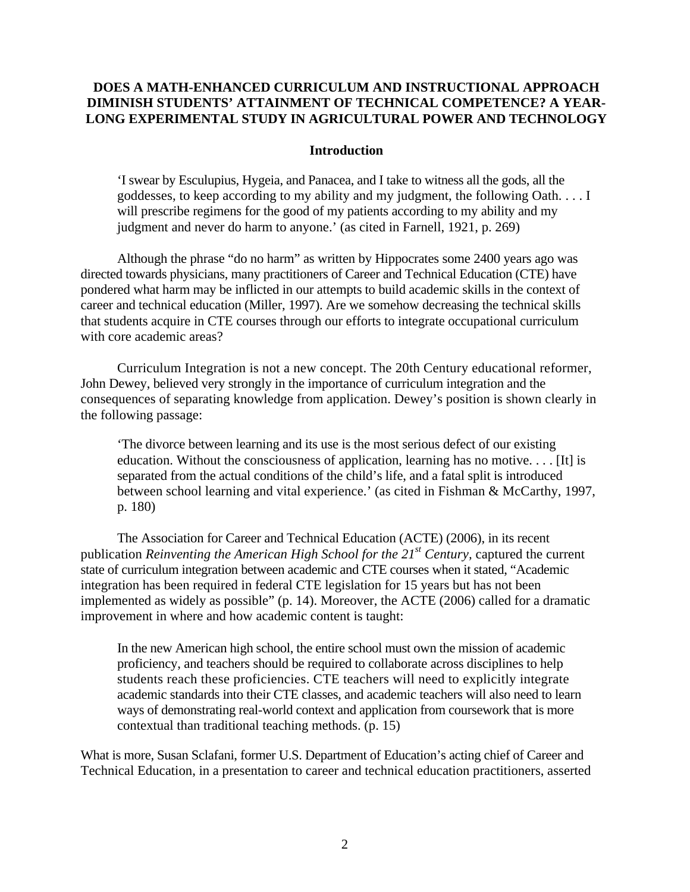**DOES A MATH-ENHANCED CURRICULUM AND INSTRUCTIONAL APPROACH DIMINISH STUDENTS' ATTAINMENT OF TECHNICAL COMPETENCE? A YEAR-LONG EXPERIMENTAL STUDY IN AGRICULTURAL POWER AND TECHNOLOGY**

## Introduction

> 'I swear by Esculupius, Hygeia, and Panacea, and I take to witness all the gods, all the goddesses, to keep according to my ability and my judgment, the following Oath. . . . I will prescribe regimens for the good of my patients according to my ability and my judgment and never do harm to anyone.' (as cited in Farnell, 1921, p. 269)

Although the phrase "do no harm" as written by Hippocrates some 2400 years ago was directed towards physicians, many practitioners of Career and Technical Education (CTE) have pondered what harm may be inflicted in our attempts to build academic skills in the context of career and technical education (Miller, 1997). Are we somehow decreasing the technical skills that students acquire in CTE courses through our efforts to integrate occupational curriculum with core academic areas?

Curriculum Integration is not a new concept. The 20th Century educational reformer, John Dewey, believed very strongly in the importance of curriculum integration and the consequences of separating knowledge from application. Dewey's position is shown clearly in the following passage:

> 'The divorce between learning and its use is the most serious defect of our existing education. Without the consciousness of application, learning has no motive. . . . [It] is separated from the actual conditions of the child's life, and a fatal split is introduced between school learning and vital experience.' (as cited in Fishman & McCarthy, 1997, p. 180)

The Association for Career and Technical Education (ACTE) (2006), in its recent publication *Reinventing the American High School for the 21st Century*, captured the current state of curriculum integration between academic and CTE courses when it stated, "Academic integration has been required in federal CTE legislation for 15 years but has not been implemented as widely as possible" (p. 14). Moreover, the ACTE (2006) called for a dramatic improvement in where and how academic content is taught:

> In the new American high school, the entire school must own the mission of academic proficiency, and teachers should be required to collaborate across disciplines to help students reach these proficiencies. CTE teachers will need to explicitly integrate academic standards into their CTE classes, and academic teachers will also need to learn ways of demonstrating real-world context and application from coursework that is more contextual than traditional teaching methods. (p. 15)

What is more, Susan Sclafani, former U.S. Department of Education's acting chief of Career and Technical Education, in a presentation to career and technical education practitioners, asserted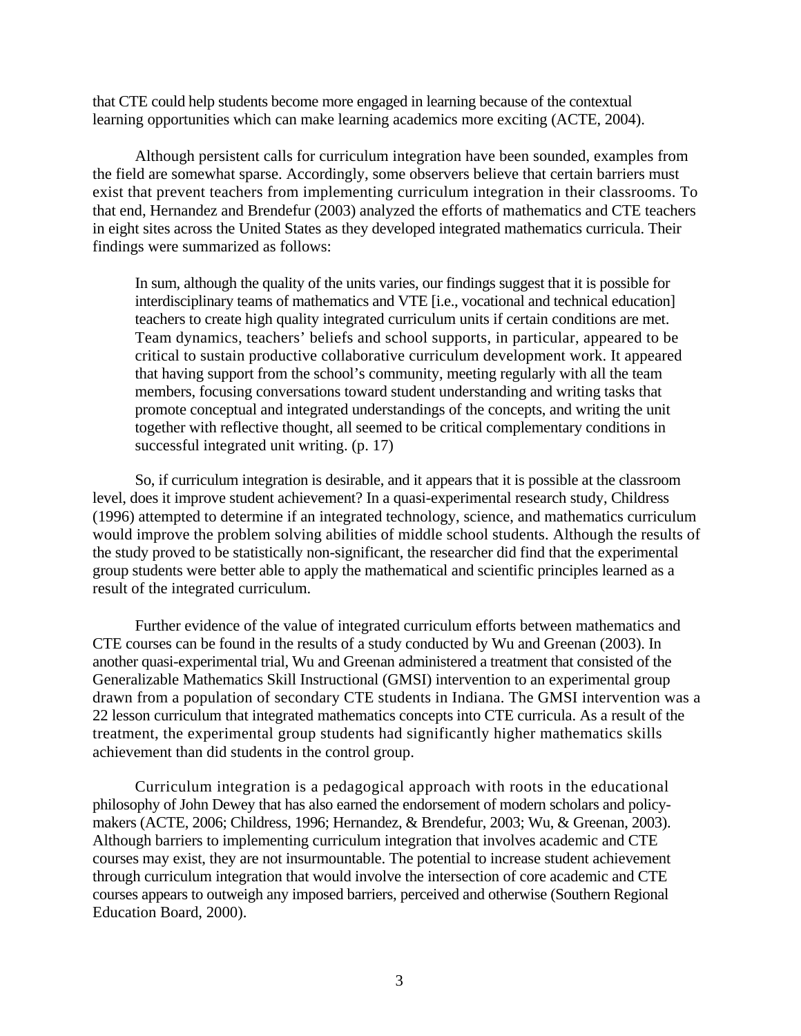that CTE could help students become more engaged in learning because of the contextual learning opportunities which can make learning academics more exciting (ACTE, 2004).

Although persistent calls for curriculum integration have been sounded, examples from the field are somewhat sparse. Accordingly, some observers believe that certain barriers must exist that prevent teachers from implementing curriculum integration in their classrooms. To that end, Hernandez and Brendefur (2003) analyzed the efforts of mathematics and CTE teachers in eight sites across the United States as they developed integrated mathematics curricula. Their findings were summarized as follows:

> In sum, although the quality of the units varies, our findings suggest that it is possible for interdisciplinary teams of mathematics and VTE [i.e., vocational and technical education] teachers to create high quality integrated curriculum units if certain conditions are met. Team dynamics, teachers' beliefs and school supports, in particular, appeared to be critical to sustain productive collaborative curriculum development work. It appeared that having support from the school's community, meeting regularly with all the team members, focusing conversations toward student understanding and writing tasks that promote conceptual and integrated understandings of the concepts, and writing the unit together with reflective thought, all seemed to be critical complementary conditions in successful integrated unit writing. (p. 17)

So, if curriculum integration is desirable, and it appears that it is possible at the classroom level, does it improve student achievement? In a quasi-experimental research study, Childress (1996) attempted to determine if an integrated technology, science, and mathematics curriculum would improve the problem solving abilities of middle school students. Although the results of the study proved to be statistically non-significant, the researcher did find that the experimental group students were better able to apply the mathematical and scientific principles learned as a result of the integrated curriculum.

Further evidence of the value of integrated curriculum efforts between mathematics and CTE courses can be found in the results of a study conducted by Wu and Greenan (2003). In another quasi-experimental trial, Wu and Greenan administered a treatment that consisted of the Generalizable Mathematics Skill Instructional (GMSI) intervention to an experimental group drawn from a population of secondary CTE students in Indiana. The GMSI intervention was a 22 lesson curriculum that integrated mathematics concepts into CTE curricula. As a result of the treatment, the experimental group students had significantly higher mathematics skills achievement than did students in the control group.

Curriculum integration is a pedagogical approach with roots in the educational philosophy of John Dewey that has also earned the endorsement of modern scholars and policy-makers (ACTE, 2006; Childress, 1996; Hernandez, & Brendefur, 2003; Wu, & Greenan, 2003). Although barriers to implementing curriculum integration that involves academic and CTE courses may exist, they are not insurmountable. The potential to increase student achievement through curriculum integration that would involve the intersection of core academic and CTE courses appears to outweigh any imposed barriers, perceived and otherwise (Southern Regional Education Board, 2000).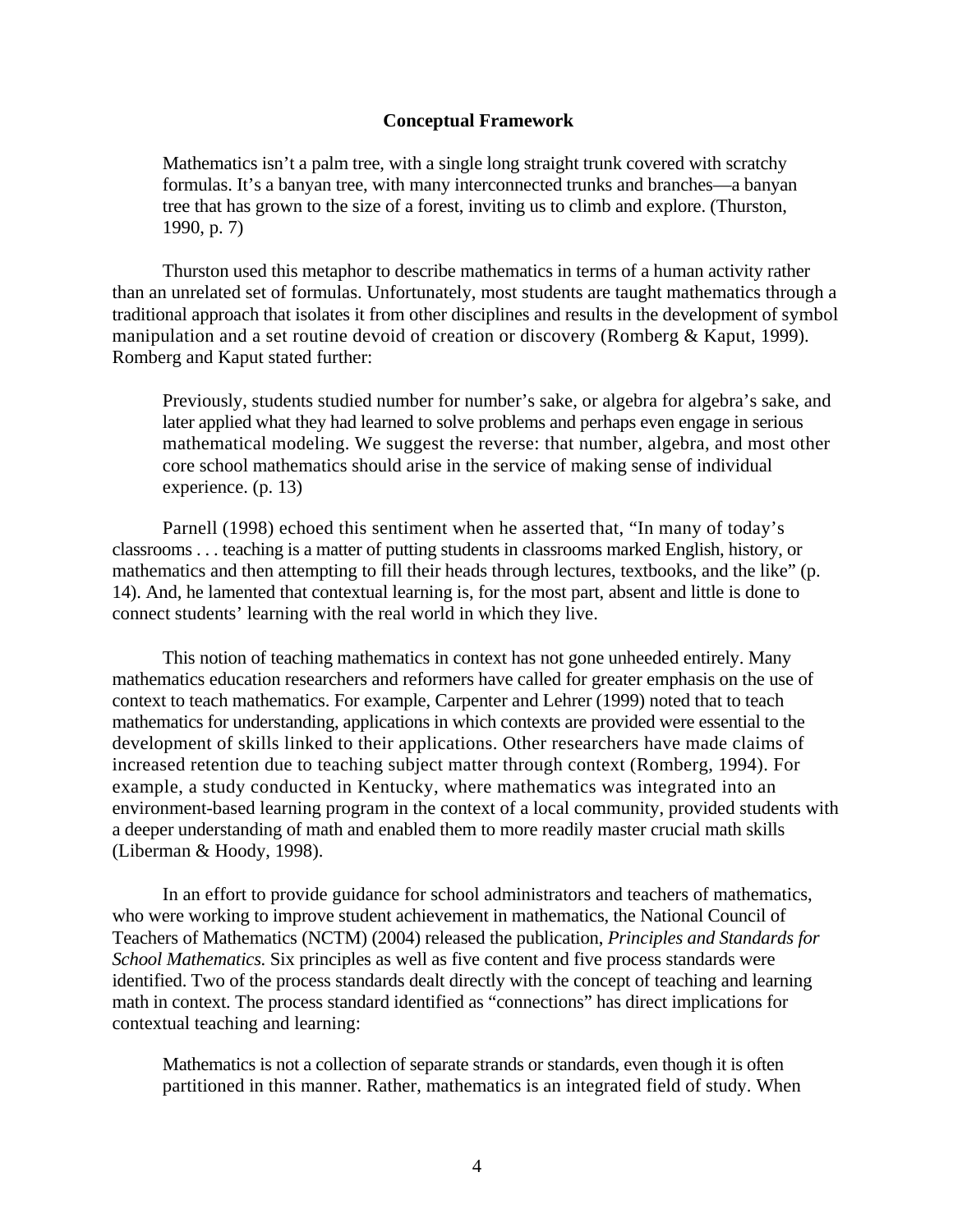## Conceptual Framework

> Mathematics isn't a palm tree, with a single long straight trunk covered with scratchy formulas. It's a banyan tree, with many interconnected trunks and branches—a banyan tree that has grown to the size of a forest, inviting us to climb and explore. (Thurston, 1990, p. 7)

Thurston used this metaphor to describe mathematics in terms of a human activity rather than an unrelated set of formulas. Unfortunately, most students are taught mathematics through a traditional approach that isolates it from other disciplines and results in the development of symbol manipulation and a set routine devoid of creation or discovery (Romberg & Kaput, 1999). Romberg and Kaput stated further:

> Previously, students studied number for number's sake, or algebra for algebra's sake, and later applied what they had learned to solve problems and perhaps even engage in serious mathematical modeling. We suggest the reverse: that number, algebra, and most other core school mathematics should arise in the service of making sense of individual experience. (p. 13)

Parnell (1998) echoed this sentiment when he asserted that, "In many of today's classrooms . . . teaching is a matter of putting students in classrooms marked English, history, or mathematics and then attempting to fill their heads through lectures, textbooks, and the like" (p. 14). And, he lamented that contextual learning is, for the most part, absent and little is done to connect students' learning with the real world in which they live.

This notion of teaching mathematics in context has not gone unheeded entirely. Many mathematics education researchers and reformers have called for greater emphasis on the use of context to teach mathematics. For example, Carpenter and Lehrer (1999) noted that to teach mathematics for understanding, applications in which contexts are provided were essential to the development of skills linked to their applications. Other researchers have made claims of increased retention due to teaching subject matter through context (Romberg, 1994). For example, a study conducted in Kentucky, where mathematics was integrated into an environment-based learning program in the context of a local community, provided students with a deeper understanding of math and enabled them to more readily master crucial math skills (Liberman & Hoody, 1998).

In an effort to provide guidance for school administrators and teachers of mathematics, who were working to improve student achievement in mathematics, the National Council of Teachers of Mathematics (NCTM) (2004) released the publication, *Principles and Standards for School Mathematics.* Six principles as well as five content and five process standards were identified. Two of the process standards dealt directly with the concept of teaching and learning math in context. The process standard identified as "connections" has direct implications for contextual teaching and learning:

> Mathematics is not a collection of separate strands or standards, even though it is often partitioned in this manner. Rather, mathematics is an integrated field of study. When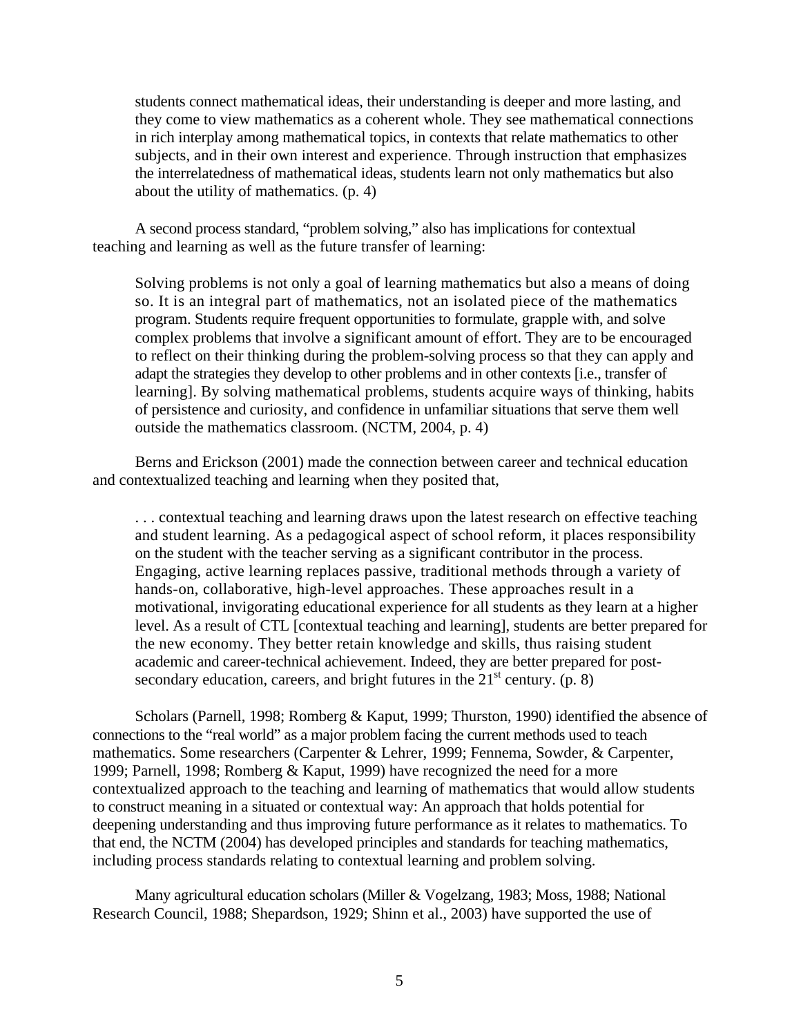> students connect mathematical ideas, their understanding is deeper and more lasting, and they come to view mathematics as a coherent whole. They see mathematical connections in rich interplay among mathematical topics, in contexts that relate mathematics to other subjects, and in their own interest and experience. Through instruction that emphasizes the interrelatedness of mathematical ideas, students learn not only mathematics but also about the utility of mathematics. (p. 4)

A second process standard, "problem solving," also has implications for contextual teaching and learning as well as the future transfer of learning:

> Solving problems is not only a goal of learning mathematics but also a means of doing so. It is an integral part of mathematics, not an isolated piece of the mathematics program. Students require frequent opportunities to formulate, grapple with, and solve complex problems that involve a significant amount of effort. They are to be encouraged to reflect on their thinking during the problem-solving process so that they can apply and adapt the strategies they develop to other problems and in other contexts [i.e., transfer of learning]. By solving mathematical problems, students acquire ways of thinking, habits of persistence and curiosity, and confidence in unfamiliar situations that serve them well outside the mathematics classroom. (NCTM, 2004, p. 4)

Berns and Erickson (2001) made the connection between career and technical education and contextualized teaching and learning when they posited that,

> . . . contextual teaching and learning draws upon the latest research on effective teaching and student learning. As a pedagogical aspect of school reform, it places responsibility on the student with the teacher serving as a significant contributor in the process. Engaging, active learning replaces passive, traditional methods through a variety of hands-on, collaborative, high-level approaches. These approaches result in a motivational, invigorating educational experience for all students as they learn at a higher level. As a result of CTL [contextual teaching and learning], students are better prepared for the new economy. They better retain knowledge and skills, thus raising student academic and career-technical achievement. Indeed, they are better prepared for post-secondary education, careers, and bright futures in the 21st century. (p. 8)

Scholars (Parnell, 1998; Romberg & Kaput, 1999; Thurston, 1990) identified the absence of connections to the "real world" as a major problem facing the current methods used to teach mathematics. Some researchers (Carpenter & Lehrer, 1999; Fennema, Sowder, & Carpenter, 1999; Parnell, 1998; Romberg & Kaput, 1999) have recognized the need for a more contextualized approach to the teaching and learning of mathematics that would allow students to construct meaning in a situated or contextual way: An approach that holds potential for deepening understanding and thus improving future performance as it relates to mathematics. To that end, the NCTM (2004) has developed principles and standards for teaching mathematics, including process standards relating to contextual learning and problem solving.

Many agricultural education scholars (Miller & Vogelzang, 1983; Moss, 1988; National Research Council, 1988; Shepardson, 1929; Shinn et al., 2003) have supported the use of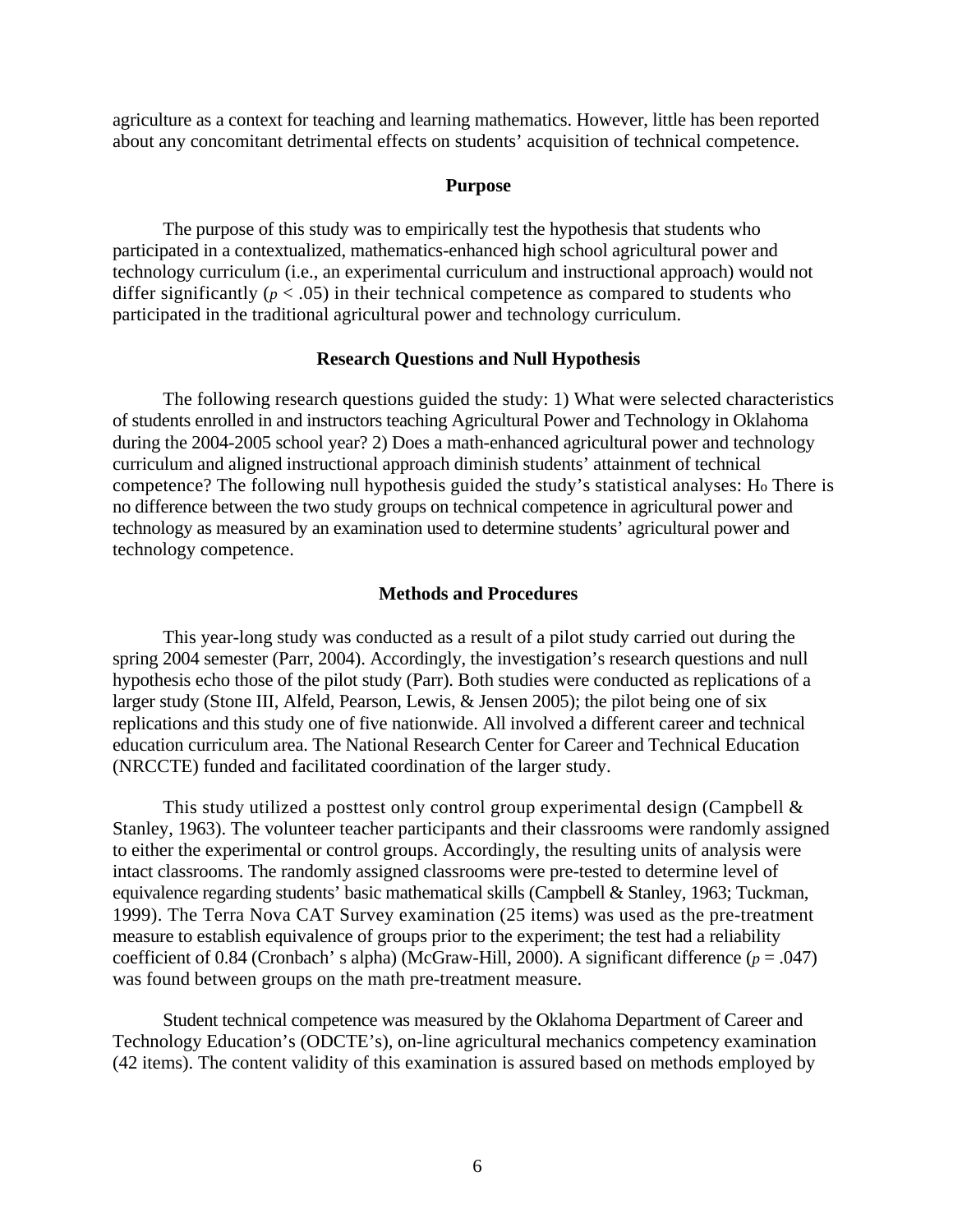agriculture as a context for teaching and learning mathematics. However, little has been reported about any concomitant detrimental effects on students' acquisition of technical competence.

## Purpose

The purpose of this study was to empirically test the hypothesis that students who participated in a contextualized, mathematics-enhanced high school agricultural power and technology curriculum (i.e., an experimental curriculum and instructional approach) would not differ significantly ($p < .05$) in their technical competence as compared to students who participated in the traditional agricultural power and technology curriculum.

## Research Questions and Null Hypothesis

The following research questions guided the study: 1) What were selected characteristics of students enrolled in and instructors teaching Agricultural Power and Technology in Oklahoma during the 2004-2005 school year? 2) Does a math-enhanced agricultural power and technology curriculum and aligned instructional approach diminish students' attainment of technical competence? The following null hypothesis guided the study's statistical analyses: $H_o$ There is no difference between the two study groups on technical competence in agricultural power and technology as measured by an examination used to determine students' agricultural power and technology competence.

## Methods and Procedures

This year-long study was conducted as a result of a pilot study carried out during the spring 2004 semester (Parr, 2004). Accordingly, the investigation's research questions and null hypothesis echo those of the pilot study (Parr). Both studies were conducted as replications of a larger study (Stone III, Alfeld, Pearson, Lewis, & Jensen 2005); the pilot being one of six replications and this study one of five nationwide. All involved a different career and technical education curriculum area. The National Research Center for Career and Technical Education (NRCCTE) funded and facilitated coordination of the larger study.

This study utilized a posttest only control group experimental design (Campbell & Stanley, 1963). The volunteer teacher participants and their classrooms were randomly assigned to either the experimental or control groups. Accordingly, the resulting units of analysis were intact classrooms. The randomly assigned classrooms were pre-tested to determine level of equivalence regarding students' basic mathematical skills (Campbell & Stanley, 1963; Tuckman, 1999). The Terra Nova CAT Survey examination (25 items) was used as the pre-treatment measure to establish equivalence of groups prior to the experiment; the test had a reliability coefficient of 0.84 (Cronbach' s alpha) (McGraw-Hill, 2000). A significant difference ($p = .047$) was found between groups on the math pre-treatment measure.

Student technical competence was measured by the Oklahoma Department of Career and Technology Education's (ODCTE's), on-line agricultural mechanics competency examination (42 items). The content validity of this examination is assured based on methods employed by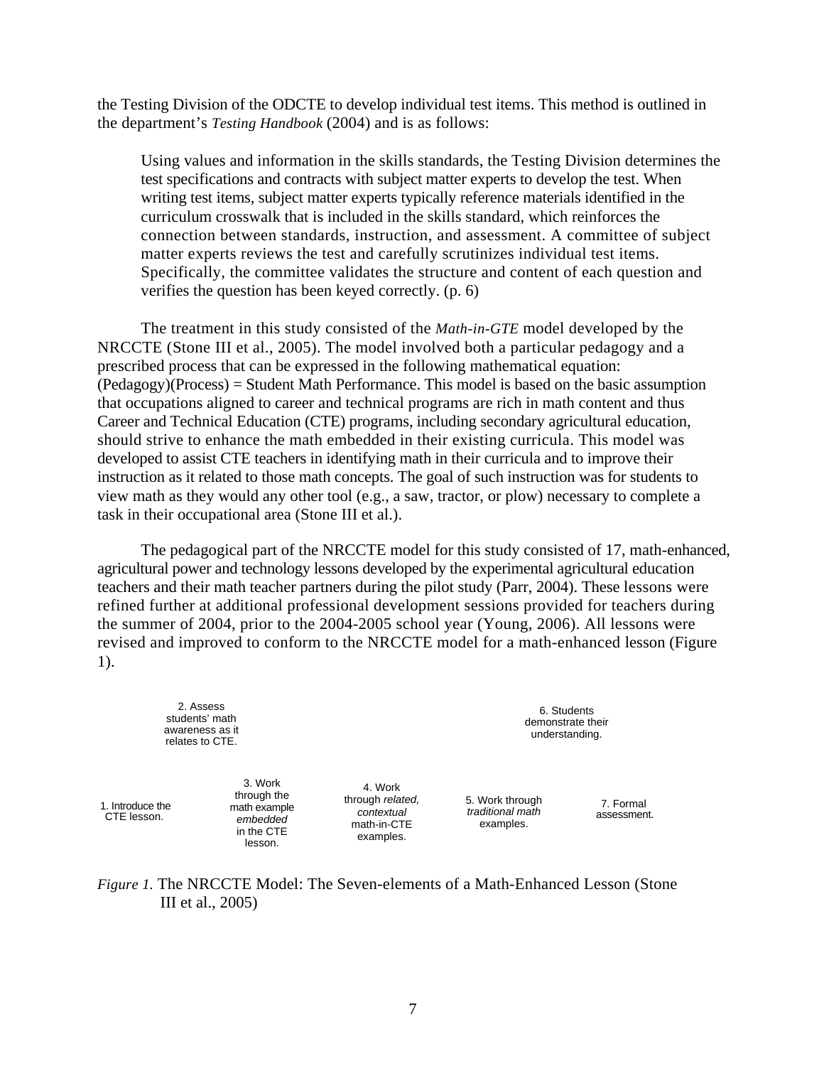the Testing Division of the ODCTE to develop individual test items. This method is outlined in the department's *Testing Handbook* (2004) and is as follows:

> Using values and information in the skills standards, the Testing Division determines the test specifications and contracts with subject matter experts to develop the test. When writing test items, subject matter experts typically reference materials identified in the curriculum crosswalk that is included in the skills standard, which reinforces the connection between standards, instruction, and assessment. A committee of subject matter experts reviews the test and carefully scrutinizes individual test items. Specifically, the committee validates the structure and content of each question and verifies the question has been keyed correctly. (p. 6)

The treatment in this study consisted of the *Math-in-GTE* model developed by the NRCCTE (Stone III et al., 2005). The model involved both a particular pedagogy and a prescribed process that can be expressed in the following mathematical equation: (Pedagogy)(Process) = Student Math Performance. This model is based on the basic assumption that occupations aligned to career and technical programs are rich in math content and thus Career and Technical Education (CTE) programs, including secondary agricultural education, should strive to enhance the math embedded in their existing curricula. This model was developed to assist CTE teachers in identifying math in their curricula and to improve their instruction as it related to those math concepts. The goal of such instruction was for students to view math as they would any other tool (e.g., a saw, tractor, or plow) necessary to complete a task in their occupational area (Stone III et al.).

The pedagogical part of the NRCCTE model for this study consisted of 17, math-enhanced, agricultural power and technology lessons developed by the experimental agricultural education teachers and their math teacher partners during the pilot study (Parr, 2004). These lessons were refined further at additional professional development sessions provided for teachers during the summer of 2004, prior to the 2004-2005 school year (Young, 2006). All lessons were revised and improved to conform to the NRCCTE model for a math-enhanced lesson (Figure 1).

1. Introduce the CTE lesson.
2. Assess students' math awareness as it relates to CTE.
3. Work through the math example *embedded* in the CTE lesson.
4. Work through *related, contextual* math-in-CTE examples.
5. Work through *traditional math* examples.
6. Students demonstrate their understanding.
7. Formal assessment.

*Figure 1.* The NRCCTE Model: The Seven-elements of a Math-Enhanced Lesson (Stone III et al., 2005)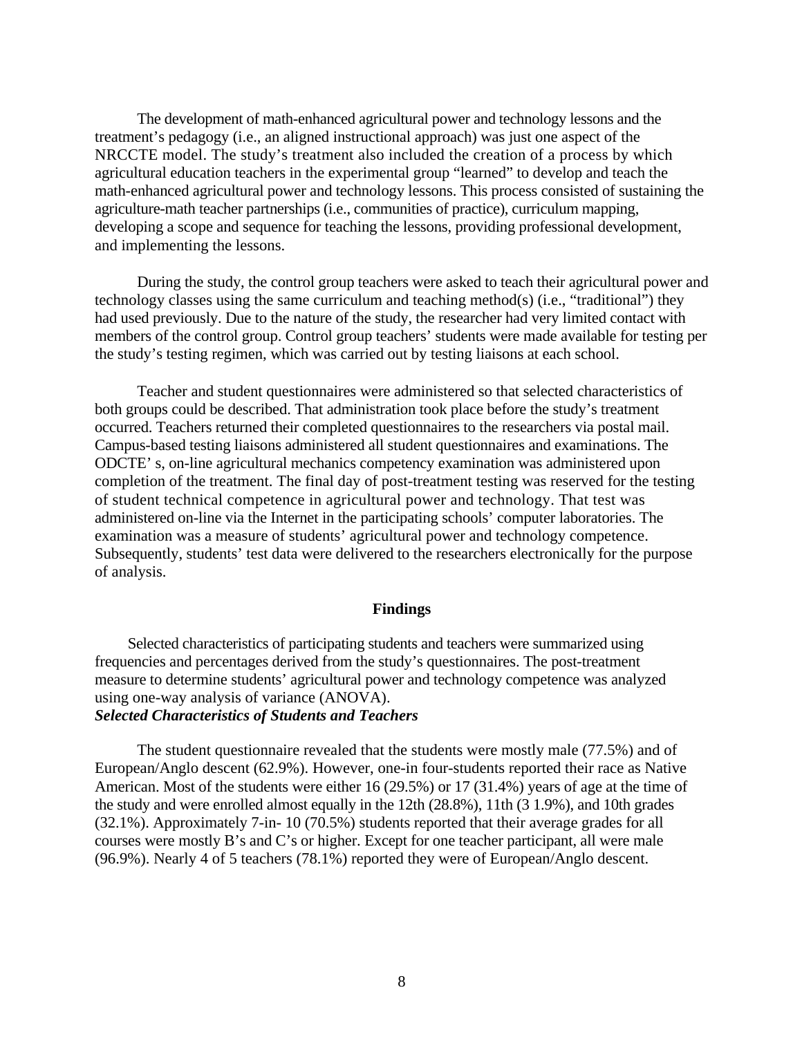The development of math-enhanced agricultural power and technology lessons and the treatment's pedagogy (i.e., an aligned instructional approach) was just one aspect of the NRCCTE model. The study's treatment also included the creation of a process by which agricultural education teachers in the experimental group "learned" to develop and teach the math-enhanced agricultural power and technology lessons. This process consisted of sustaining the agriculture-math teacher partnerships (i.e., communities of practice), curriculum mapping, developing a scope and sequence for teaching the lessons, providing professional development, and implementing the lessons.

During the study, the control group teachers were asked to teach their agricultural power and technology classes using the same curriculum and teaching method(s) (i.e., "traditional") they had used previously. Due to the nature of the study, the researcher had very limited contact with members of the control group. Control group teachers' students were made available for testing per the study's testing regimen, which was carried out by testing liaisons at each school.

Teacher and student questionnaires were administered so that selected characteristics of both groups could be described. That administration took place before the study's treatment occurred. Teachers returned their completed questionnaires to the researchers via postal mail. Campus-based testing liaisons administered all student questionnaires and examinations. The ODCTE' s, on-line agricultural mechanics competency examination was administered upon completion of the treatment. The final day of post-treatment testing was reserved for the testing of student technical competence in agricultural power and technology. That test was administered on-line via the Internet in the participating schools' computer laboratories. The examination was a measure of students' agricultural power and technology competence. Subsequently, students' test data were delivered to the researchers electronically for the purpose of analysis.

## Findings

Selected characteristics of participating students and teachers were summarized using frequencies and percentages derived from the study's questionnaires. The post-treatment measure to determine students' agricultural power and technology competence was analyzed using one-way analysis of variance (ANOVA).

### *Selected Characteristics of Students and Teachers*

The student questionnaire revealed that the students were mostly male (77.5%) and of European/Anglo descent (62.9%). However, one-in four-students reported their race as Native American. Most of the students were either 16 (29.5%) or 17 (31.4%) years of age at the time of the study and were enrolled almost equally in the 12th (28.8%), 11th (3 1.9%), and 10th grades (32.1%). Approximately 7-in- 10 (70.5%) students reported that their average grades for all courses were mostly B's and C's or higher. Except for one teacher participant, all were male (96.9%). Nearly 4 of 5 teachers (78.1%) reported they were of European/Anglo descent.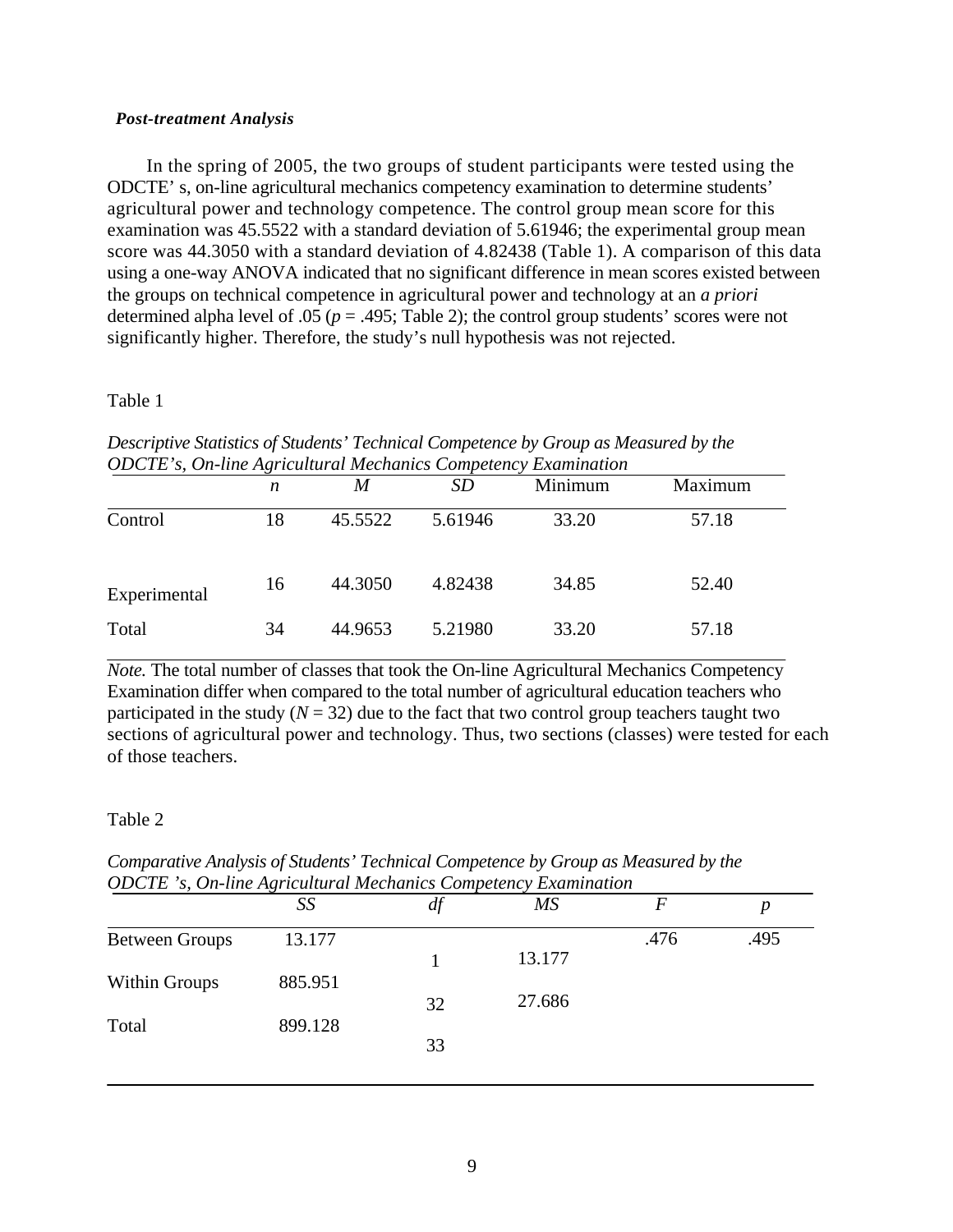***Post-treatment Analysis***

In the spring of 2005, the two groups of student participants were tested using the ODCTE' s, on-line agricultural mechanics competency examination to determine students' agricultural power and technology competence. The control group mean score for this examination was 45.5522 with a standard deviation of 5.61946; the experimental group mean score was 44.3050 with a standard deviation of 4.82438 (Table 1). A comparison of this data using a one-way ANOVA indicated that no significant difference in mean scores existed between the groups on technical competence in agricultural power and technology at an *a priori* determined alpha level of .05 ($p$ = .495; Table 2); the control group students' scores were not significantly higher. Therefore, the study's null hypothesis was not rejected.

Table 1

*Descriptive Statistics of Students' Technical Competence by Group as Measured by the ODCTE's, On-line Agricultural Mechanics Competency Examination*

| | *n* | *M* | *SD* | Minimum | Maximum |
|---|---|---|---|---|---|
| Control | 18 | 45.5522 | 5.61946 | 33.20 | 57.18 |
| Experimental | 16 | 44.3050 | 4.82438 | 34.85 | 52.40 |
| Total | 34 | 44.9653 | 5.21980 | 33.20 | 57.18 |

*Note.* The total number of classes that took the On-line Agricultural Mechanics Competency Examination differ when compared to the total number of agricultural education teachers who participated in the study ($N$ = 32) due to the fact that two control group teachers taught two sections of agricultural power and technology. Thus, two sections (classes) were tested for each of those teachers.

Table 2

*Comparative Analysis of Students' Technical Competence by Group as Measured by the ODCTE 's, On-line Agricultural Mechanics Competency Examination*

| | *SS* | *df* | *MS* | *F* | *p* |
|---|---|---|---|---|---|
| Between Groups | 13.177 | 1 | 13.177 | .476 | .495 |
| Within Groups | 885.951 | 32 | 27.686 | | |
| Total | 899.128 | 33 | | | |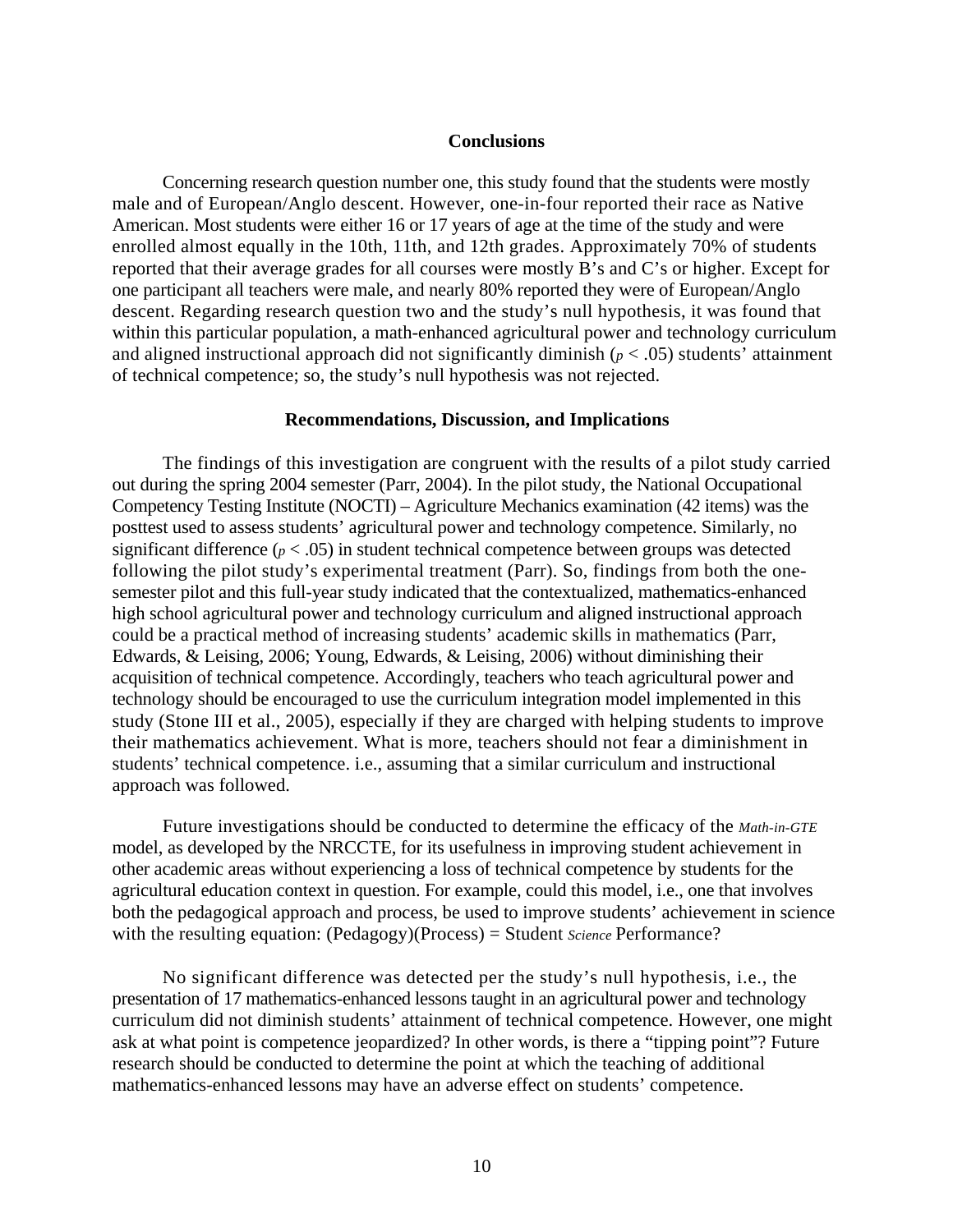## Conclusions

Concerning research question number one, this study found that the students were mostly male and of European/Anglo descent. However, one-in-four reported their race as Native American. Most students were either 16 or 17 years of age at the time of the study and were enrolled almost equally in the 10th, 11th, and 12th grades. Approximately 70% of students reported that their average grades for all courses were mostly B's and C's or higher. Except for one participant all teachers were male, and nearly 80% reported they were of European/Anglo descent. Regarding research question two and the study's null hypothesis, it was found that within this particular population, a math-enhanced agricultural power and technology curriculum and aligned instructional approach did not significantly diminish ($p < .05$) students' attainment of technical competence; so, the study's null hypothesis was not rejected.

## Recommendations, Discussion, and Implications

The findings of this investigation are congruent with the results of a pilot study carried out during the spring 2004 semester (Parr, 2004). In the pilot study, the National Occupational Competency Testing Institute (NOCTI) – Agriculture Mechanics examination (42 items) was the posttest used to assess students' agricultural power and technology competence. Similarly, no significant difference ($p < .05$) in student technical competence between groups was detected following the pilot study's experimental treatment (Parr). So, findings from both the one-semester pilot and this full-year study indicated that the contextualized, mathematics-enhanced high school agricultural power and technology curriculum and aligned instructional approach could be a practical method of increasing students' academic skills in mathematics (Parr, Edwards, & Leising, 2006; Young, Edwards, & Leising, 2006) without diminishing their acquisition of technical competence. Accordingly, teachers who teach agricultural power and technology should be encouraged to use the curriculum integration model implemented in this study (Stone III et al., 2005), especially if they are charged with helping students to improve their mathematics achievement. What is more, teachers should not fear a diminishment in students' technical competence. i.e., assuming that a similar curriculum and instructional approach was followed.

Future investigations should be conducted to determine the efficacy of the *Math-in-GTE* model, as developed by the NRCCTE, for its usefulness in improving student achievement in other academic areas without experiencing a loss of technical competence by students for the agricultural education context in question. For example, could this model, i.e., one that involves both the pedagogical approach and process, be used to improve students' achievement in science with the resulting equation: (Pedagogy)(Process) = Student $_{Science}$ Performance?

No significant difference was detected per the study's null hypothesis, i.e., the presentation of 17 mathematics-enhanced lessons taught in an agricultural power and technology curriculum did not diminish students' attainment of technical competence. However, one might ask at what point is competence jeopardized? In other words, is there a "tipping point"? Future research should be conducted to determine the point at which the teaching of additional mathematics-enhanced lessons may have an adverse effect on students' competence.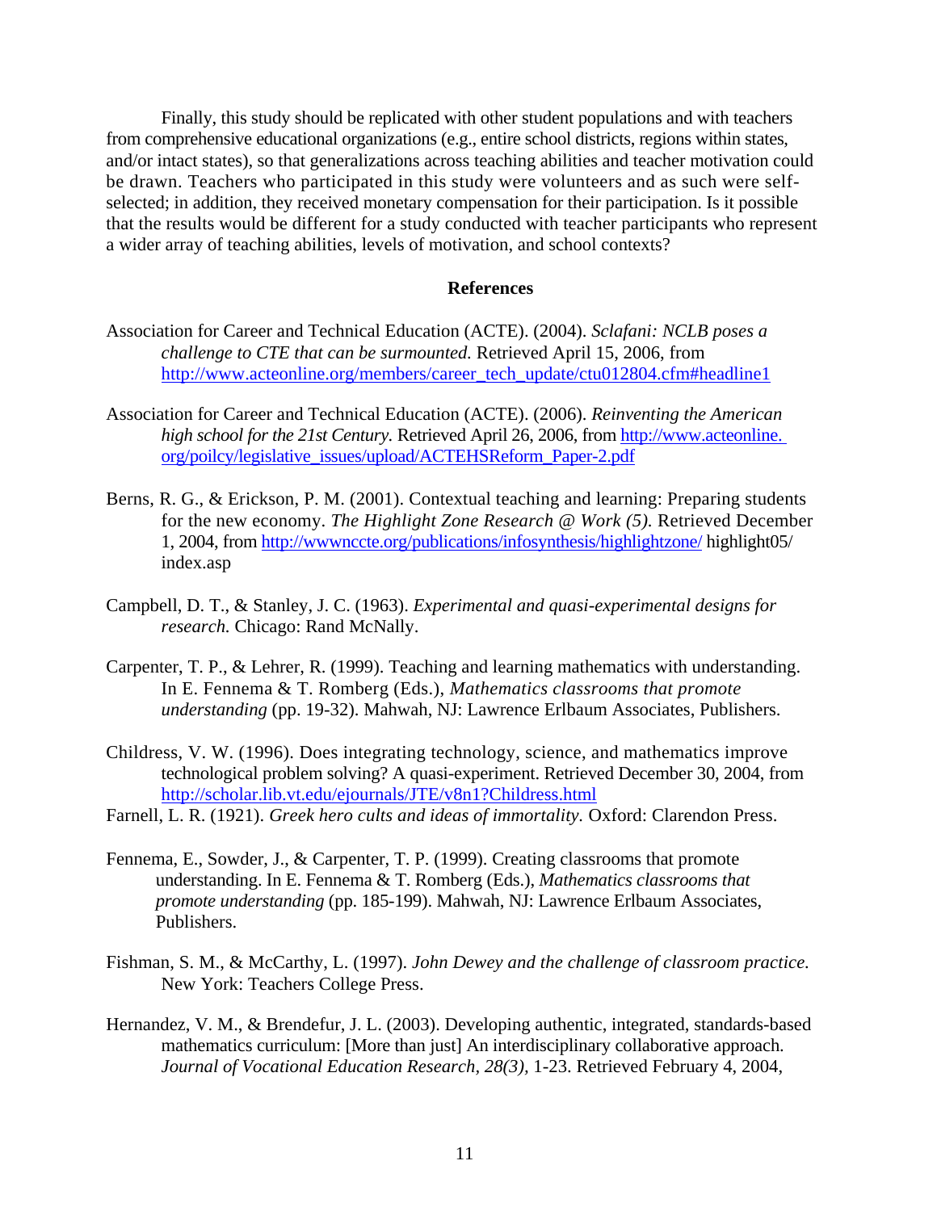Finally, this study should be replicated with other student populations and with teachers from comprehensive educational organizations (e.g., entire school districts, regions within states, and/or intact states), so that generalizations across teaching abilities and teacher motivation could be drawn. Teachers who participated in this study were volunteers and as such were self-selected; in addition, they received monetary compensation for their participation. Is it possible that the results would be different for a study conducted with teacher participants who represent a wider array of teaching abilities, levels of motivation, and school contexts?

## References

Association for Career and Technical Education (ACTE). (2004). *Sclafani: NCLB poses a challenge to CTE that can be surmounted.* Retrieved April 15, 2006, from http://www.acteonline.org/members/career_tech_update/ctu012804.cfm#headline1

Association for Career and Technical Education (ACTE). (2006). *Reinventing the American high school for the 21st Century.* Retrieved April 26, 2006, from http://www.acteonline.org/poilcy/legislative_issues/upload/ACTEHSReform_Paper-2.pdf

Berns, R. G., & Erickson, P. M. (2001). Contextual teaching and learning: Preparing students for the new economy. *The Highlight Zone Research @ Work (5).* Retrieved December 1, 2004, from http://wwwnccte.org/publications/infosynthesis/highlightzone/ highlight05/ index.asp

Campbell, D. T., & Stanley, J. C. (1963). *Experimental and quasi-experimental designs for research.* Chicago: Rand McNally.

Carpenter, T. P., & Lehrer, R. (1999). Teaching and learning mathematics with understanding. In E. Fennema & T. Romberg (Eds.), *Mathematics classrooms that promote understanding* (pp. 19-32). Mahwah, NJ: Lawrence Erlbaum Associates, Publishers.

Childress, V. W. (1996). Does integrating technology, science, and mathematics improve technological problem solving? A quasi-experiment. Retrieved December 30, 2004, from http://scholar.lib.vt.edu/ejournals/JTE/v8n1?Childress.html

Farnell, L. R. (1921). *Greek hero cults and ideas of immortality.* Oxford: Clarendon Press.

Fennema, E., Sowder, J., & Carpenter, T. P. (1999). Creating classrooms that promote understanding. In E. Fennema & T. Romberg (Eds.), *Mathematics classrooms that promote understanding* (pp. 185-199). Mahwah, NJ: Lawrence Erlbaum Associates, Publishers.

Fishman, S. M., & McCarthy, L. (1997). *John Dewey and the challenge of classroom practice.* New York: Teachers College Press.

Hernandez, V. M., & Brendefur, J. L. (2003). Developing authentic, integrated, standards-based mathematics curriculum: [More than just] An interdisciplinary collaborative approach. *Journal of Vocational Education Research, 28(3),* 1-23. Retrieved February 4, 2004,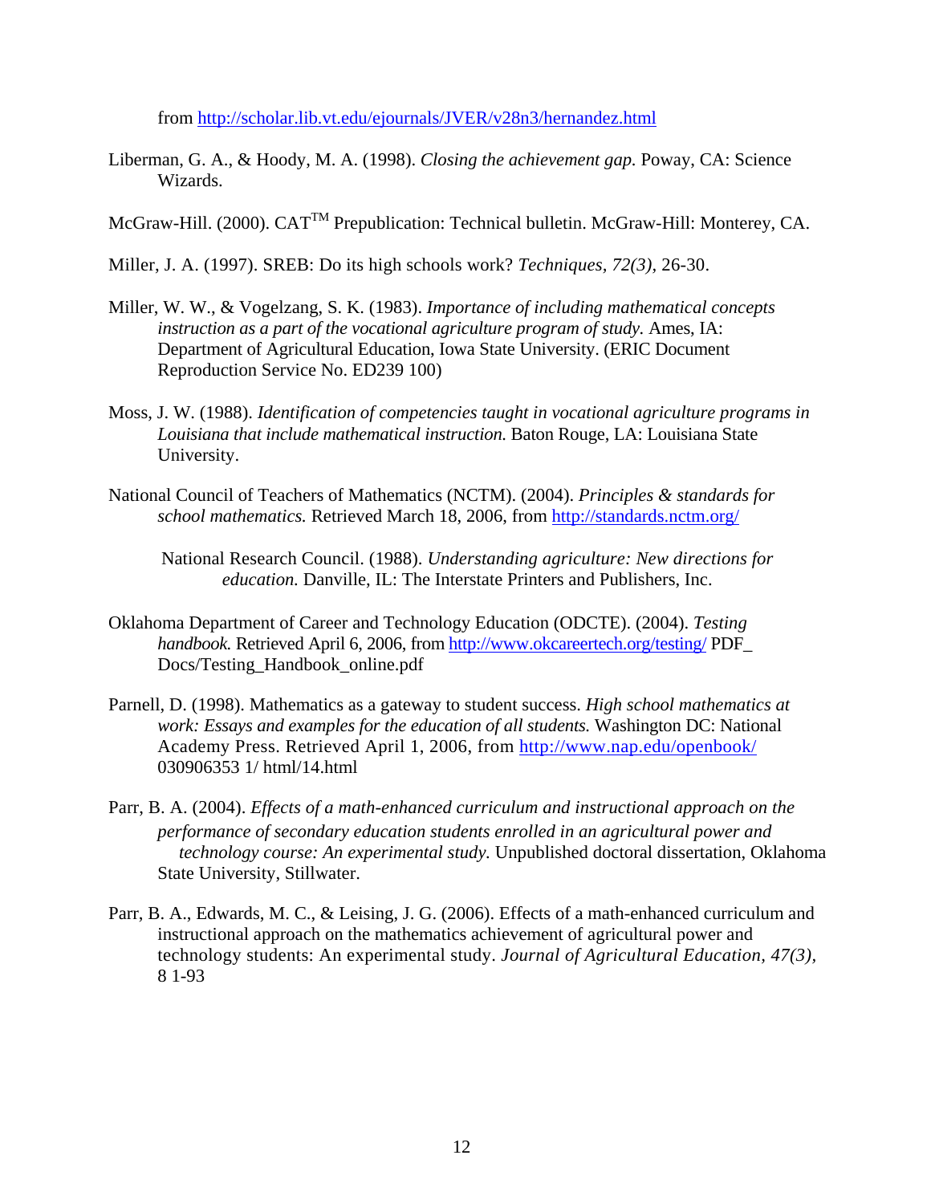from http://scholar.lib.vt.edu/ejournals/JVER/v28n3/hernandez.html

Liberman, G. A., & Hoody, M. A. (1998). *Closing the achievement gap.* Poway, CA: Science Wizards.

McGraw-Hill. (2000). CAT$^{TM}$ Prepublication: Technical bulletin. McGraw-Hill: Monterey, CA.

Miller, J. A. (1997). SREB: Do its high schools work? *Techniques, 72(3),* 26-30.

Miller, W. W., & Vogelzang, S. K. (1983). *Importance of including mathematical concepts instruction as a part of the vocational agriculture program of study.* Ames, IA: Department of Agricultural Education, Iowa State University. (ERIC Document Reproduction Service No. ED239 100)

Moss, J. W. (1988). *Identification of competencies taught in vocational agriculture programs in Louisiana that include mathematical instruction.* Baton Rouge, LA: Louisiana State University.

National Council of Teachers of Mathematics (NCTM). (2004). *Principles & standards for school mathematics.* Retrieved March 18, 2006, from http://standards.nctm.org/

National Research Council. (1988). *Understanding agriculture: New directions for education.* Danville, IL: The Interstate Printers and Publishers, Inc.

Oklahoma Department of Career and Technology Education (ODCTE). (2004). *Testing handbook.* Retrieved April 6, 2006, from http://www.okcareertech.org/testing/ PDF_ Docs/Testing_Handbook_online.pdf

Parnell, D. (1998). Mathematics as a gateway to student success. *High school mathematics at work: Essays and examples for the education of all students.* Washington DC: National Academy Press. Retrieved April 1, 2006, from http://www.nap.edu/openbook/ 030906353 1/ html/14.html

Parr, B. A. (2004). *Effects of a math-enhanced curriculum and instructional approach on the performance of secondary education students enrolled in an agricultural power and technology course: An experimental study.* Unpublished doctoral dissertation, Oklahoma State University, Stillwater.

Parr, B. A., Edwards, M. C., & Leising, J. G. (2006). Effects of a math-enhanced curriculum and instructional approach on the mathematics achievement of agricultural power and technology students: An experimental study. *Journal of Agricultural Education, 47(3),* 8 1-93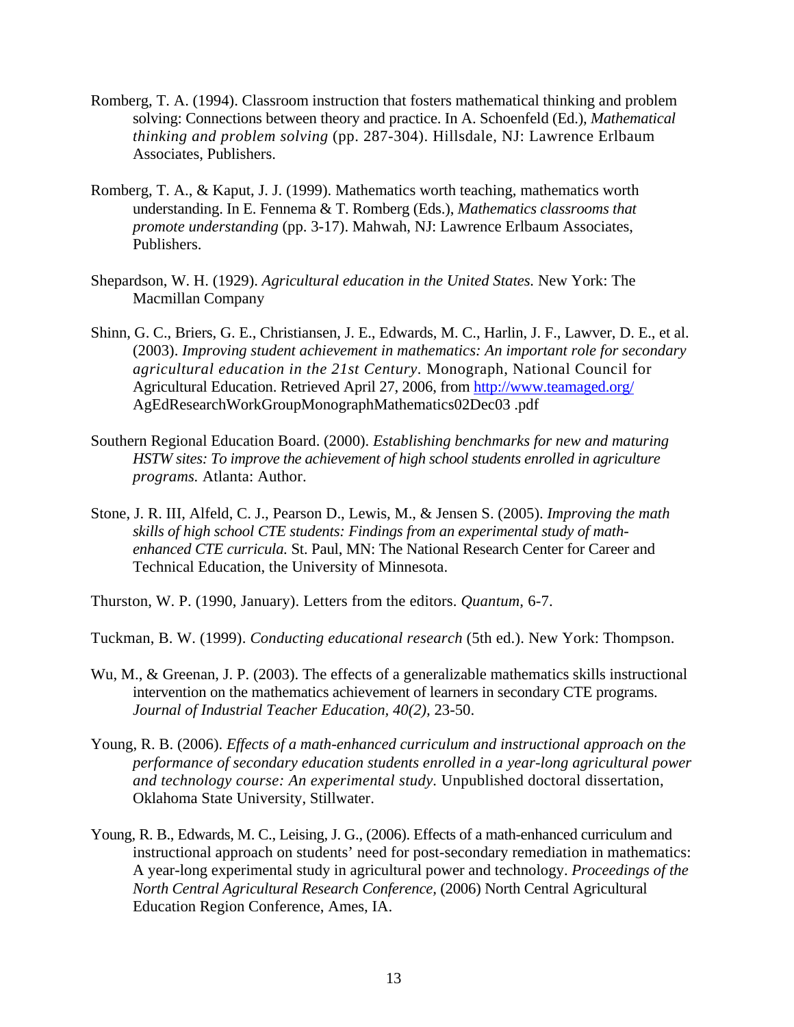Romberg, T. A. (1994). Classroom instruction that fosters mathematical thinking and problem solving: Connections between theory and practice. In A. Schoenfeld (Ed.), *Mathematical thinking and problem solving* (pp. 287-304). Hillsdale, NJ: Lawrence Erlbaum Associates, Publishers.

Romberg, T. A., & Kaput, J. J. (1999). Mathematics worth teaching, mathematics worth understanding. In E. Fennema & T. Romberg (Eds.), *Mathematics classrooms that promote understanding* (pp. 3-17). Mahwah, NJ: Lawrence Erlbaum Associates, Publishers.

Shepardson, W. H. (1929). *Agricultural education in the United States.* New York: The Macmillan Company

Shinn, G. C., Briers, G. E., Christiansen, J. E., Edwards, M. C., Harlin, J. F., Lawver, D. E., et al. (2003). *Improving student achievement in mathematics: An important role for secondary agricultural education in the 21st Century.* Monograph, National Council for Agricultural Education. Retrieved April 27, 2006, from http://www.teamaged.org/AgEdResearchWorkGroupMonographMathematics02Dec03 .pdf

Southern Regional Education Board. (2000). *Establishing benchmarks for new and maturing HSTW sites: To improve the achievement of high school students enrolled in agriculture programs.* Atlanta: Author.

Stone, J. R. III, Alfeld, C. J., Pearson D., Lewis, M., & Jensen S. (2005). *Improving the math skills of high school CTE students: Findings from an experimental study of math-enhanced CTE curricula.* St. Paul, MN: The National Research Center for Career and Technical Education, the University of Minnesota.

Thurston, W. P. (1990, January). Letters from the editors. *Quantum,* 6-7.

Tuckman, B. W. (1999). *Conducting educational research* (5th ed.). New York: Thompson.

Wu, M., & Greenan, J. P. (2003). The effects of a generalizable mathematics skills instructional intervention on the mathematics achievement of learners in secondary CTE programs. *Journal of Industrial Teacher Education, 40(2),* 23-50.

Young, R. B. (2006). *Effects of a math-enhanced curriculum and instructional approach on the performance of secondary education students enrolled in a year-long agricultural power and technology course: An experimental study.* Unpublished doctoral dissertation, Oklahoma State University, Stillwater.

Young, R. B., Edwards, M. C., Leising, J. G., (2006). Effects of a math-enhanced curriculum and instructional approach on students' need for post-secondary remediation in mathematics: A year-long experimental study in agricultural power and technology. *Proceedings of the North Central Agricultural Research Conference,* (2006) North Central Agricultural Education Region Conference, Ames, IA.